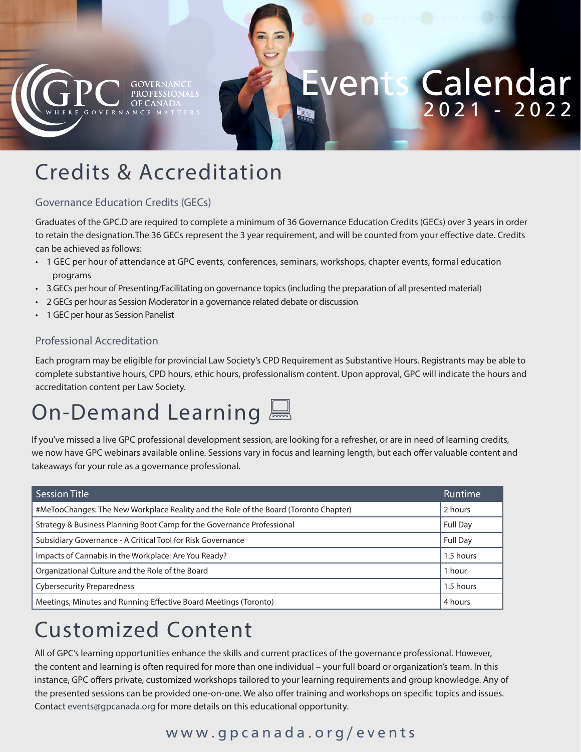GOVERNANCE PROFESSIONALS OF CANADA
WHERE GOVERNANCE MATTERS

# Events Calendar 2021 - 2022

## Credits & Accreditation

### Governance Education Credits (GECs)

Graduates of the GPC.D are required to complete a minimum of 36 Governance Education Credits (GECs) over 3 years in order to retain the designation.The 36 GECs represent the 3 year requirement, and will be counted from your effective date. Credits can be achieved as follows:

- 1 GEC per hour of attendance at GPC events, conferences, seminars, workshops, chapter events, formal education programs
- 3 GECs per hour of Presenting/Facilitating on governance topics (including the preparation of all presented material)
- 2 GECs per hour as Session Moderator in a governance related debate or discussion
- 1 GEC per hour as Session Panelist

### Professional Accreditation

Each program may be eligible for provincial Law Society's CPD Requirement as Substantive Hours. Registrants may be able to complete substantive hours, CPD hours, ethic hours, professionalism content. Upon approval, GPC will indicate the hours and accreditation content per Law Society.

## On-Demand Learning

If you've missed a live GPC professional development session, are looking for a refresher, or are in need of learning credits, we now have GPC webinars available online. Sessions vary in focus and learning length, but each offer valuable content and takeaways for your role as a governance professional.

| Session Title | Runtime |
|---|---|
| #MeTooChanges: The New Workplace Reality and the Role of the Board (Toronto Chapter) | 2 hours |
| Strategy & Business Planning Boot Camp for the Governance Professional | Full Day |
| Subsidiary Governance - A Critical Tool for Risk Governance | Full Day |
| Impacts of Cannabis in the Workplace: Are You Ready? | 1.5 hours |
| Organizational Culture and the Role of the Board | 1 hour |
| Cybersecurity Preparedness | 1.5 hours |
| Meetings, Minutes and Running Effective Board Meetings (Toronto) | 4 hours |

## Customized Content

All of GPC's learning opportunities enhance the skills and current practices of the governance professional. However, the content and learning is often required for more than one individual – your full board or organization's team. In this instance, GPC offers private, customized workshops tailored to your learning requirements and group knowledge. Any of the presented sessions can be provided one-on-one. We also offer training and workshops on specific topics and issues. Contact events@gpcanada.org for more details on this educational opportunity.

www.gpcanada.org/events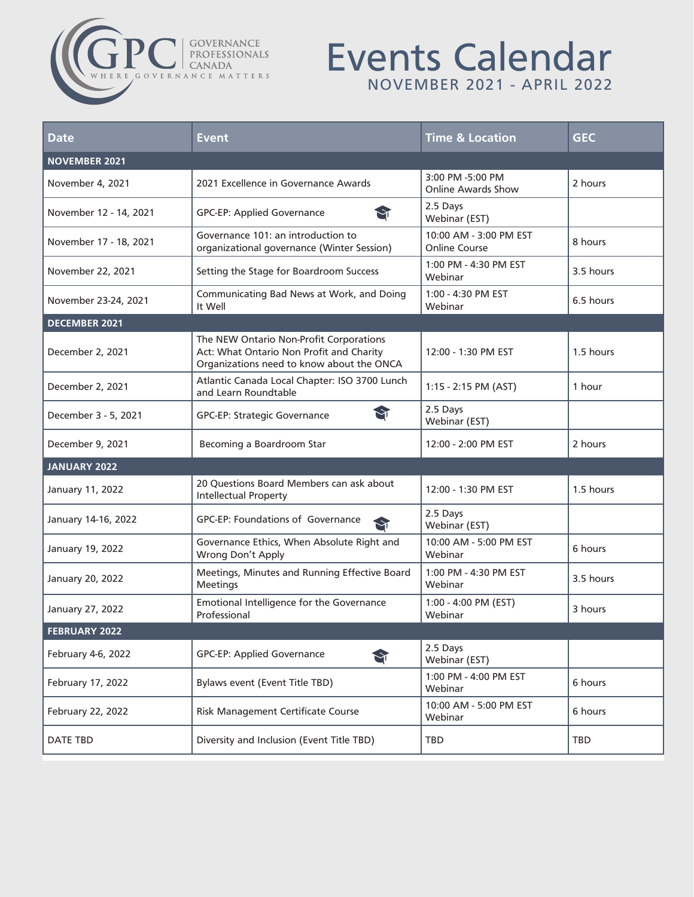GPC | GOVERNANCE PROFESSIONALS CANADA
WHERE GOVERNANCE MATTERS

# Events Calendar

## NOVEMBER 2021 - APRIL 2022

| Date | Event | Time & Location | GEC |
|---|---|---|---|
| **NOVEMBER 2021** | | | |
| November 4, 2021 | 2021 Excellence in Governance Awards | 3:00 PM -5:00 PM Online Awards Show | 2 hours |
| November 12 - 14, 2021 | GPC-EP: Applied Governance | 2.5 Days Webinar (EST) | |
| November 17 - 18, 2021 | Governance 101: an introduction to organizational governance (Winter Session) | 10:00 AM - 3:00 PM EST Online Course | 8 hours |
| November 22, 2021 | Setting the Stage for Boardroom Success | 1:00 PM - 4:30 PM EST Webinar | 3.5 hours |
| November 23-24, 2021 | Communicating Bad News at Work, and Doing It Well | 1:00 - 4:30 PM EST Webinar | 6.5 hours |
| **DECEMBER 2021** | | | |
| December 2, 2021 | The NEW Ontario Non-Profit Corporations Act: What Ontario Non Profit and Charity Organizations need to know about the ONCA | 12:00 - 1:30 PM EST | 1.5 hours |
| December 2, 2021 | Atlantic Canada Local Chapter: ISO 3700 Lunch and Learn Roundtable | 1:15 - 2:15 PM (AST) | 1 hour |
| December 3 - 5, 2021 | GPC-EP: Strategic Governance | 2.5 Days Webinar (EST) | |
| December 9, 2021 | Becoming a Boardroom Star | 12:00 - 2:00 PM EST | 2 hours |
| **JANUARY 2022** | | | |
| January 11, 2022 | 20 Questions Board Members can ask about Intellectual Property | 12:00 - 1:30 PM EST | 1.5 hours |
| January 14-16, 2022 | GPC-EP: Foundations of Governance | 2.5 Days Webinar (EST) | |
| January 19, 2022 | Governance Ethics, When Absolute Right and Wrong Don't Apply | 10:00 AM - 5:00 PM EST Webinar | 6 hours |
| January 20, 2022 | Meetings, Minutes and Running Effective Board Meetings | 1:00 PM - 4:30 PM EST Webinar | 3.5 hours |
| January 27, 2022 | Emotional Intelligence for the Governance Professional | 1:00 - 4:00 PM (EST) Webinar | 3 hours |
| **FEBRUARY 2022** | | | |
| February 4-6, 2022 | GPC-EP: Applied Governance | 2.5 Days Webinar (EST) | |
| February 17, 2022 | Bylaws event (Event Title TBD) | 1:00 PM - 4:00 PM EST Webinar | 6 hours |
| February 22, 2022 | Risk Management Certificate Course | 10:00 AM - 5:00 PM EST Webinar | 6 hours |
| DATE TBD | Diversity and Inclusion (Event Title TBD) | TBD | TBD |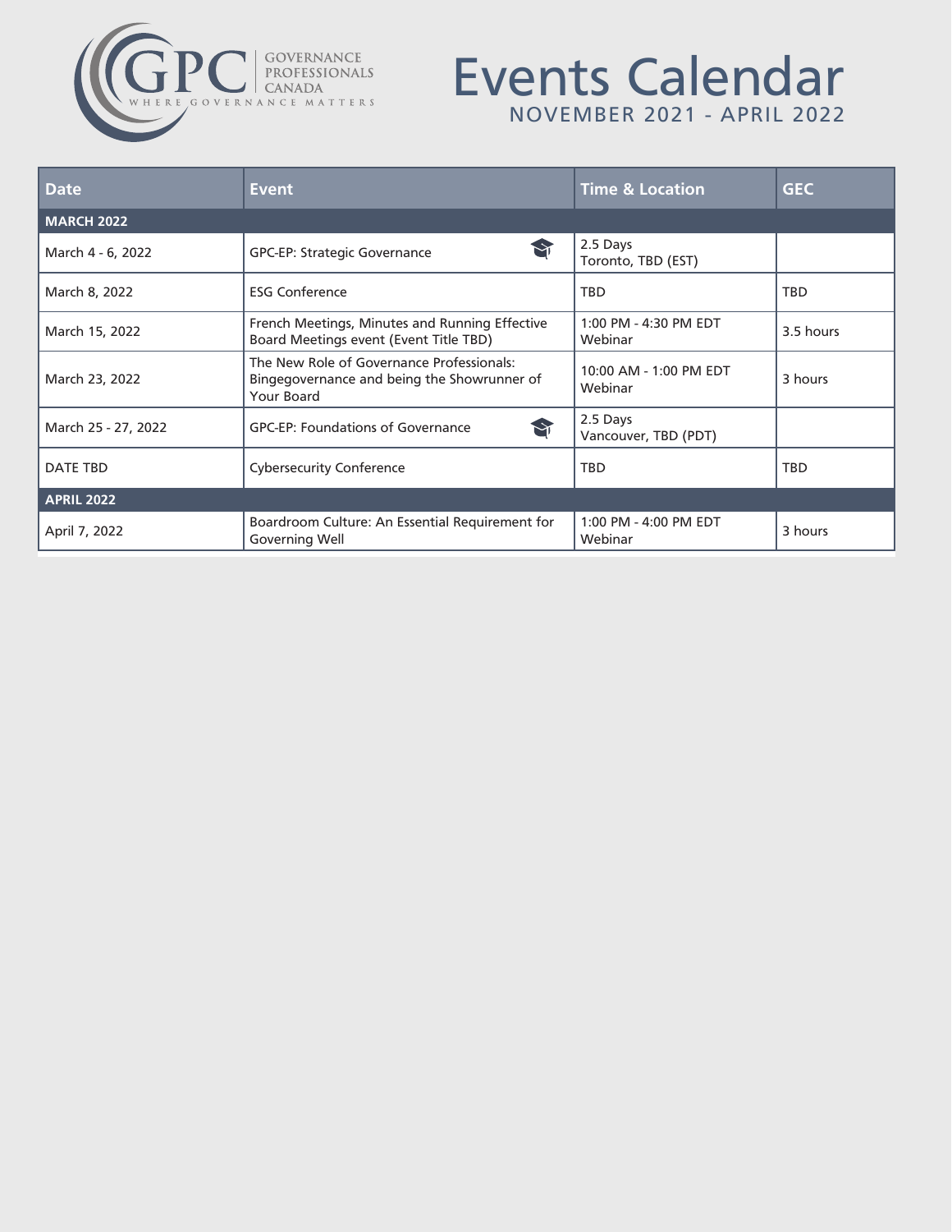GOVERNANCE PROFESSIONALS CANADA
WHERE GOVERNANCE MATTERS

# Events Calendar

## NOVEMBER 2021 - APRIL 2022

| Date | Event | Time & Location | GEC |
|---|---|---|---|
| **MARCH 2022** | | | |
| March 4 - 6, 2022 | GPC-EP: Strategic Governance | 2.5 Days<br>Toronto, TBD (EST) | |
| March 8, 2022 | ESG Conference | TBD | TBD |
| March 15, 2022 | French Meetings, Minutes and Running Effective Board Meetings event (Event Title TBD) | 1:00 PM - 4:30 PM EDT<br>Webinar | 3.5 hours |
| March 23, 2022 | The New Role of Governance Professionals: Bingegovernance and being the Showrunner of Your Board | 10:00 AM - 1:00 PM EDT<br>Webinar | 3 hours |
| March 25 - 27, 2022 | GPC-EP: Foundations of Governance | 2.5 Days<br>Vancouver, TBD (PDT) | |
| DATE TBD | Cybersecurity Conference | TBD | TBD |
| **APRIL 2022** | | | |
| April 7, 2022 | Boardroom Culture: An Essential Requirement for Governing Well | 1:00 PM - 4:00 PM EDT<br>Webinar | 3 hours |